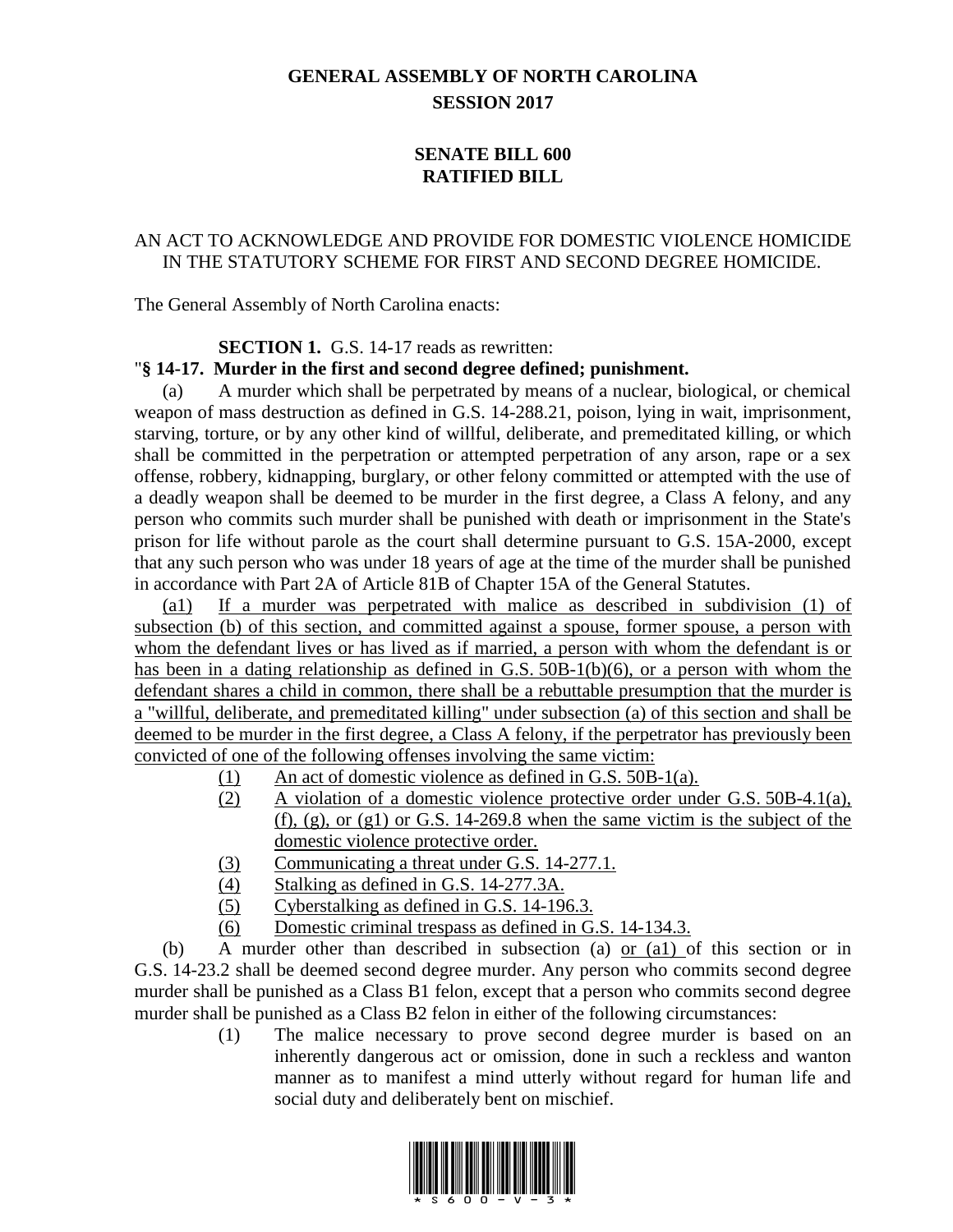# GENERAL ASSEMBLY OF NORTH CAROLINA
## SESSION 2017

## SENATE BILL 600
## RATIFIED BILL

AN ACT TO ACKNOWLEDGE AND PROVIDE FOR DOMESTIC VIOLENCE HOMICIDE IN THE STATUTORY SCHEME FOR FIRST AND SECOND DEGREE HOMICIDE.

The General Assembly of North Carolina enacts:

**SECTION 1.** G.S. 14-17 reads as rewritten:

"**§ 14-17. Murder in the first and second degree defined; punishment.**

(a) A murder which shall be perpetrated by means of a nuclear, biological, or chemical weapon of mass destruction as defined in G.S. 14-288.21, poison, lying in wait, imprisonment, starving, torture, or by any other kind of willful, deliberate, and premeditated killing, or which shall be committed in the perpetration or attempted perpetration of any arson, rape or a sex offense, robbery, kidnapping, burglary, or other felony committed or attempted with the use of a deadly weapon shall be deemed to be murder in the first degree, a Class A felony, and any person who commits such murder shall be punished with death or imprisonment in the State's prison for life without parole as the court shall determine pursuant to G.S. 15A-2000, except that any such person who was under 18 years of age at the time of the murder shall be punished in accordance with Part 2A of Article 81B of Chapter 15A of the General Statutes.

(a1) If a murder was perpetrated with malice as described in subdivision (1) of subsection (b) of this section, and committed against a spouse, former spouse, a person with whom the defendant lives or has lived as if married, a person with whom the defendant is or has been in a dating relationship as defined in G.S. 50B-1(b)(6), or a person with whom the defendant shares a child in common, there shall be a rebuttable presumption that the murder is a "willful, deliberate, and premeditated killing" under subsection (a) of this section and shall be deemed to be murder in the first degree, a Class A felony, if the perpetrator has previously been convicted of one of the following offenses involving the same victim:

(1) An act of domestic violence as defined in G.S. 50B-1(a).

(2) A violation of a domestic violence protective order under G.S. 50B-4.1(a), (f), (g), or (g1) or G.S. 14-269.8 when the same victim is the subject of the domestic violence protective order.

(3) Communicating a threat under G.S. 14-277.1.

(4) Stalking as defined in G.S. 14-277.3A.

(5) Cyberstalking as defined in G.S. 14-196.3.

(6) Domestic criminal trespass as defined in G.S. 14-134.3.

(b) A murder other than described in subsection (a) or (a1) of this section or in G.S. 14-23.2 shall be deemed second degree murder. Any person who commits second degree murder shall be punished as a Class B1 felon, except that a person who commits second degree murder shall be punished as a Class B2 felon in either of the following circumstances:

(1) The malice necessary to prove second degree murder is based on an inherently dangerous act or omission, done in such a reckless and wanton manner as to manifest a mind utterly without regard for human life and social duty and deliberately bent on mischief.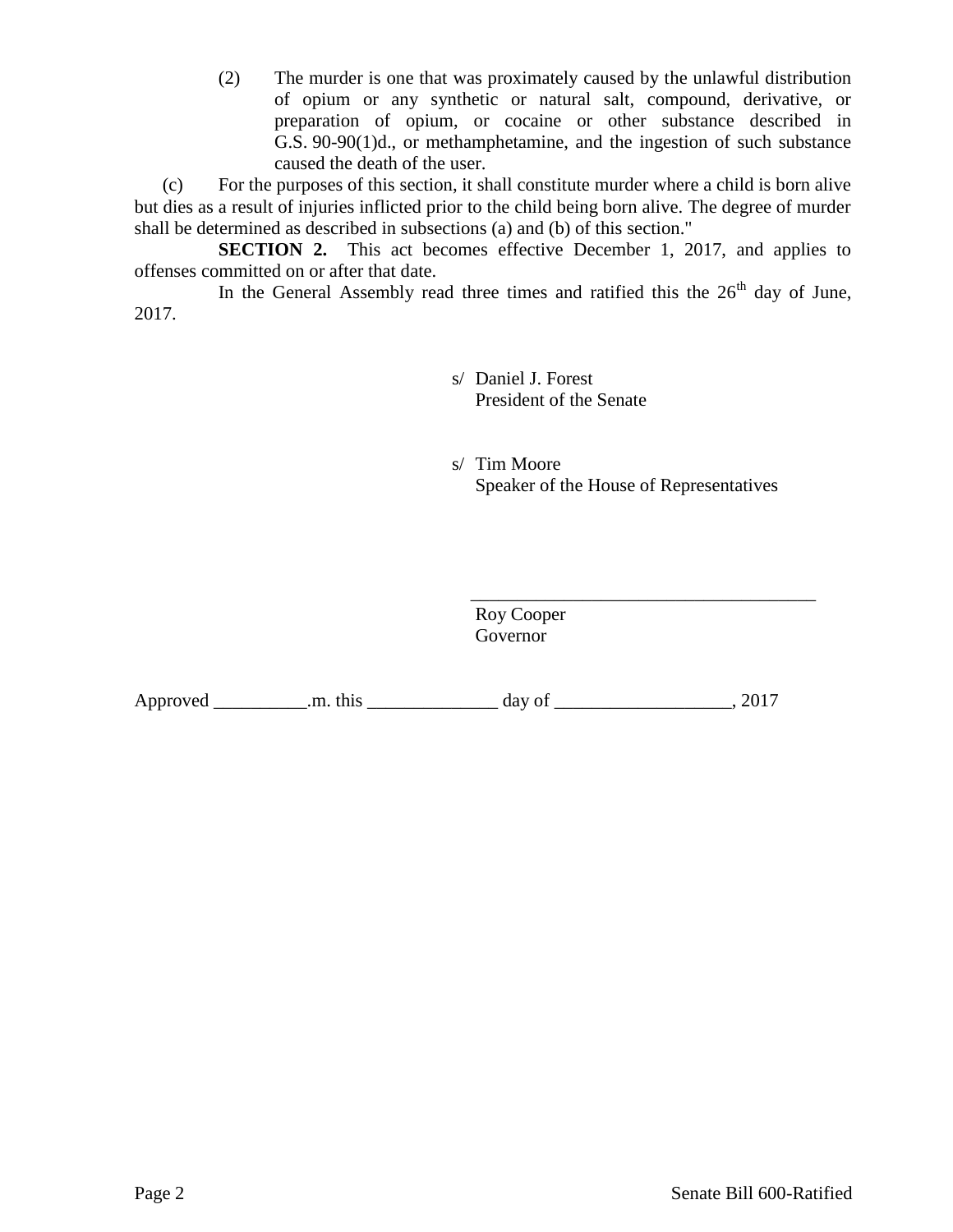(2) The murder is one that was proximately caused by the unlawful distribution of opium or any synthetic or natural salt, compound, derivative, or preparation of opium, or cocaine or other substance described in G.S. 90-90(1)d., or methamphetamine, and the ingestion of such substance caused the death of the user.

(c) For the purposes of this section, it shall constitute murder where a child is born alive but dies as a result of injuries inflicted prior to the child being born alive. The degree of murder shall be determined as described in subsections (a) and (b) of this section."

**SECTION 2.** This act becomes effective December 1, 2017, and applies to offenses committed on or after that date.

In the General Assembly read three times and ratified this the 26th day of June, 2017.

s/ Daniel J. Forest
President of the Senate

s/ Tim Moore
Speaker of the House of Representatives

_____________________________________
Roy Cooper
Governor

Approved __________.m. this ______________ day of ___________________, 2017